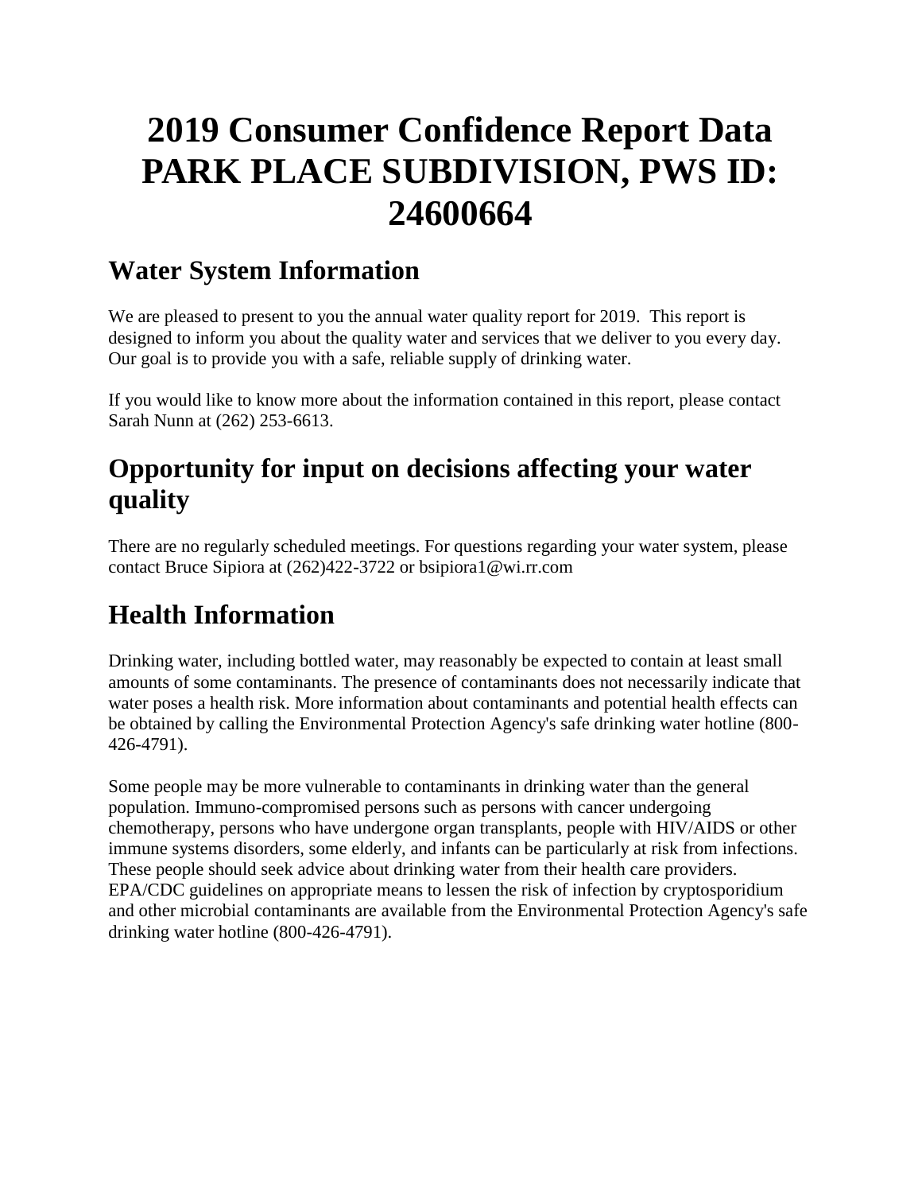# 2019 Consumer Confidence Report Data PARK PLACE SUBDIVISION, PWS ID: 24600664

## Water System Information

We are pleased to present to you the annual water quality report for 2019. This report is designed to inform you about the quality water and services that we deliver to you every day. Our goal is to provide you with a safe, reliable supply of drinking water.

If you would like to know more about the information contained in this report, please contact Sarah Nunn at (262) 253-6613.

## Opportunity for input on decisions affecting your water quality

There are no regularly scheduled meetings. For questions regarding your water system, please contact Bruce Sipiora at (262)422-3722 or bsipiora1@wi.rr.com

## Health Information

Drinking water, including bottled water, may reasonably be expected to contain at least small amounts of some contaminants. The presence of contaminants does not necessarily indicate that water poses a health risk. More information about contaminants and potential health effects can be obtained by calling the Environmental Protection Agency's safe drinking water hotline (800-426-4791).

Some people may be more vulnerable to contaminants in drinking water than the general population. Immuno-compromised persons such as persons with cancer undergoing chemotherapy, persons who have undergone organ transplants, people with HIV/AIDS or other immune systems disorders, some elderly, and infants can be particularly at risk from infections. These people should seek advice about drinking water from their health care providers. EPA/CDC guidelines on appropriate means to lessen the risk of infection by cryptosporidium and other microbial contaminants are available from the Environmental Protection Agency's safe drinking water hotline (800-426-4791).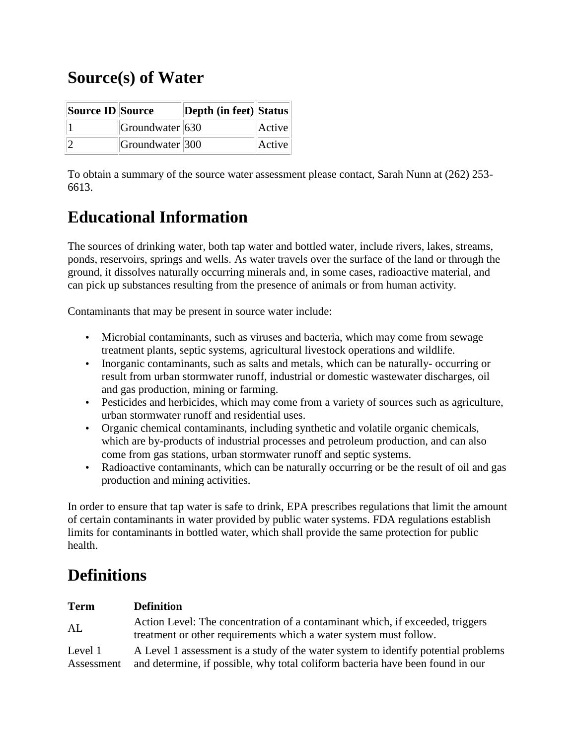## Source(s) of Water

| Source ID | Source | Depth (in feet) | Status |
|---|---|---|---|
| 1 | Groundwater | 630 | Active |
| 2 | Groundwater | 300 | Active |

To obtain a summary of the source water assessment please contact, Sarah Nunn at (262) 253-6613.

## Educational Information

The sources of drinking water, both tap water and bottled water, include rivers, lakes, streams, ponds, reservoirs, springs and wells. As water travels over the surface of the land or through the ground, it dissolves naturally occurring minerals and, in some cases, radioactive material, and can pick up substances resulting from the presence of animals or from human activity.

Contaminants that may be present in source water include:

- Microbial contaminants, such as viruses and bacteria, which may come from sewage treatment plants, septic systems, agricultural livestock operations and wildlife.
- Inorganic contaminants, such as salts and metals, which can be naturally- occurring or result from urban stormwater runoff, industrial or domestic wastewater discharges, oil and gas production, mining or farming.
- Pesticides and herbicides, which may come from a variety of sources such as agriculture, urban stormwater runoff and residential uses.
- Organic chemical contaminants, including synthetic and volatile organic chemicals, which are by-products of industrial processes and petroleum production, and can also come from gas stations, urban stormwater runoff and septic systems.
- Radioactive contaminants, which can be naturally occurring or be the result of oil and gas production and mining activities.

In order to ensure that tap water is safe to drink, EPA prescribes regulations that limit the amount of certain contaminants in water provided by public water systems. FDA regulations establish limits for contaminants in bottled water, which shall provide the same protection for public health.

## Definitions

| Term | Definition |
|---|---|
| AL | Action Level: The concentration of a contaminant which, if exceeded, triggers treatment or other requirements which a water system must follow. |
| Level 1 Assessment | A Level 1 assessment is a study of the water system to identify potential problems and determine, if possible, why total coliform bacteria have been found in our |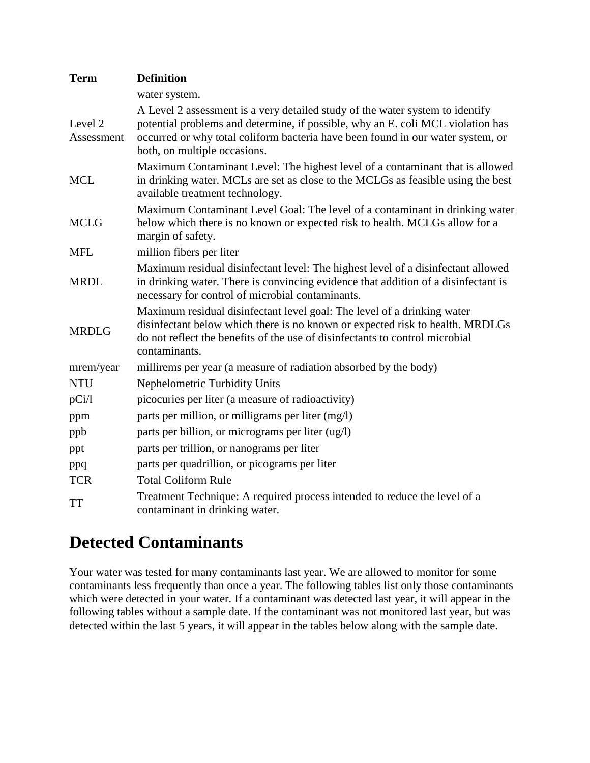| Term | Definition |
| --- | --- |
| | water system. |
| Level 2 Assessment | A Level 2 assessment is a very detailed study of the water system to identify potential problems and determine, if possible, why an E. coli MCL violation has occurred or why total coliform bacteria have been found in our water system, or both, on multiple occasions. |
| MCL | Maximum Contaminant Level: The highest level of a contaminant that is allowed in drinking water. MCLs are set as close to the MCLGs as feasible using the best available treatment technology. |
| MCLG | Maximum Contaminant Level Goal: The level of a contaminant in drinking water below which there is no known or expected risk to health. MCLGs allow for a margin of safety. |
| MFL | million fibers per liter |
| MRDL | Maximum residual disinfectant level: The highest level of a disinfectant allowed in drinking water. There is convincing evidence that addition of a disinfectant is necessary for control of microbial contaminants. |
| MRDLG | Maximum residual disinfectant level goal: The level of a drinking water disinfectant below which there is no known or expected risk to health. MRDLGs do not reflect the benefits of the use of disinfectants to control microbial contaminants. |
| mrem/year | millirems per year (a measure of radiation absorbed by the body) |
| NTU | Nephelometric Turbidity Units |
| pCi/l | picocuries per liter (a measure of radioactivity) |
| ppm | parts per million, or milligrams per liter (mg/l) |
| ppb | parts per billion, or micrograms per liter (ug/l) |
| ppt | parts per trillion, or nanograms per liter |
| ppq | parts per quadrillion, or picograms per liter |
| TCR | Total Coliform Rule |
| TT | Treatment Technique: A required process intended to reduce the level of a contaminant in drinking water. |

# Detected Contaminants

Your water was tested for many contaminants last year. We are allowed to monitor for some contaminants less frequently than once a year. The following tables list only those contaminants which were detected in your water. If a contaminant was detected last year, it will appear in the following tables without a sample date. If the contaminant was not monitored last year, but was detected within the last 5 years, it will appear in the tables below along with the sample date.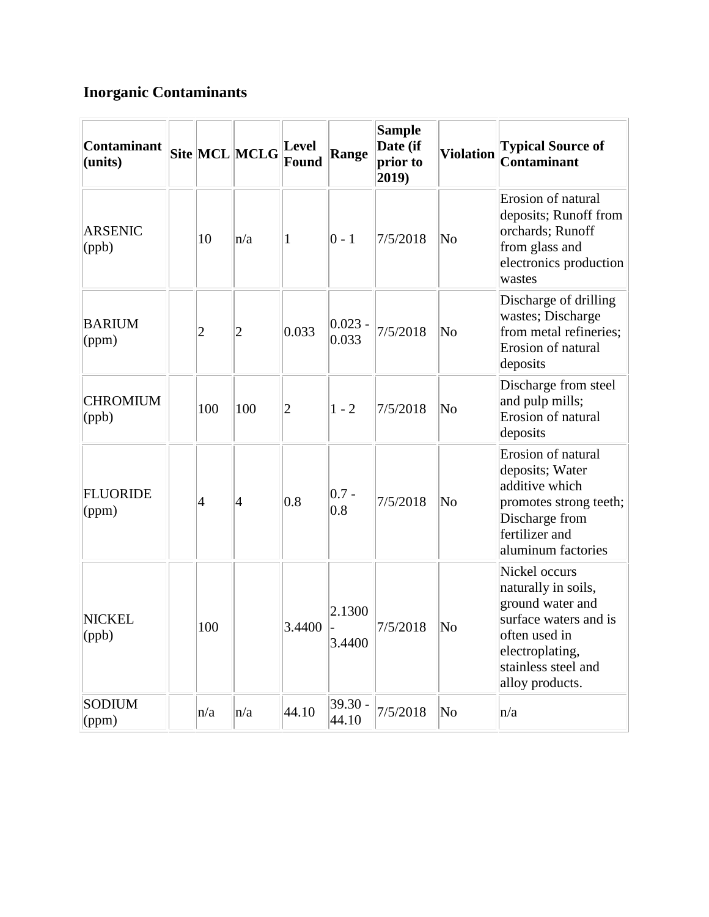## Inorganic Contaminants

| Contaminant (units) | Site | MCL | MCLG | Level Found | Range | Sample Date (if prior to 2019) | Violation | Typical Source of Contaminant |
|---|---|---|---|---|---|---|---|---|
| ARSENIC (ppb) | | 10 | n/a | 1 | 0 - 1 | 7/5/2018 | No | Erosion of natural deposits; Runoff from orchards; Runoff from glass and electronics production wastes |
| BARIUM (ppm) | | 2 | 2 | 0.033 | 0.023 - 0.033 | 7/5/2018 | No | Discharge of drilling wastes; Discharge from metal refineries; Erosion of natural deposits |
| CHROMIUM (ppb) | | 100 | 100 | 2 | 1 - 2 | 7/5/2018 | No | Discharge from steel and pulp mills; Erosion of natural deposits |
| FLUORIDE (ppm) | | 4 | 4 | 0.8 | 0.7 - 0.8 | 7/5/2018 | No | Erosion of natural deposits; Water additive which promotes strong teeth; Discharge from fertilizer and aluminum factories |
| NICKEL (ppb) | | 100 | | 3.4400 | 2.1300 - 3.4400 | 7/5/2018 | No | Nickel occurs naturally in soils, ground water and surface waters and is often used in electroplating, stainless steel and alloy products. |
| SODIUM (ppm) | | n/a | n/a | 44.10 | 39.30 - 44.10 | 7/5/2018 | No | n/a |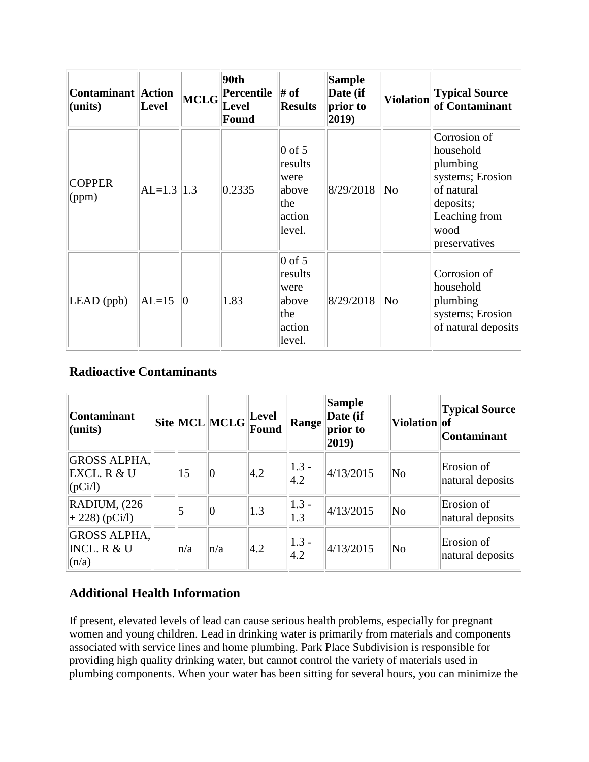| Contaminant (units) | Action Level | MCLG | 90th Percentile Level Found | # of Results | Sample Date (if prior to 2019) | Violation | Typical Source of Contaminant |
|---|---|---|---|---|---|---|---|
| COPPER (ppm) | AL=1.3 | 1.3 | 0.2335 | 0 of 5 results were above the action level. | 8/29/2018 | No | Corrosion of household plumbing systems; Erosion of natural deposits; Leaching from wood preservatives |
| LEAD (ppb) | AL=15 | 0 | 1.83 | 0 of 5 results were above the action level. | 8/29/2018 | No | Corrosion of household plumbing systems; Erosion of natural deposits |

## Radioactive Contaminants

| Contaminant (units) | Site | MCL | MCLG | Level Found | Range | Sample Date (if prior to 2019) | Violation | Typical Source of Contaminant |
|---|---|---|---|---|---|---|---|---|
| GROSS ALPHA, EXCL. R & U (pCi/l) | | 15 | 0 | 4.2 | 1.3 - 4.2 | 4/13/2015 | No | Erosion of natural deposits |
| RADIUM, (226 + 228) (pCi/l) | | 5 | 0 | 1.3 | 1.3 - 1.3 | 4/13/2015 | No | Erosion of natural deposits |
| GROSS ALPHA, INCL. R & U (n/a) | | n/a | n/a | 4.2 | 1.3 - 4.2 | 4/13/2015 | No | Erosion of natural deposits |

## Additional Health Information

If present, elevated levels of lead can cause serious health problems, especially for pregnant women and young children. Lead in drinking water is primarily from materials and components associated with service lines and home plumbing. Park Place Subdivision is responsible for providing high quality drinking water, but cannot control the variety of materials used in plumbing components. When your water has been sitting for several hours, you can minimize the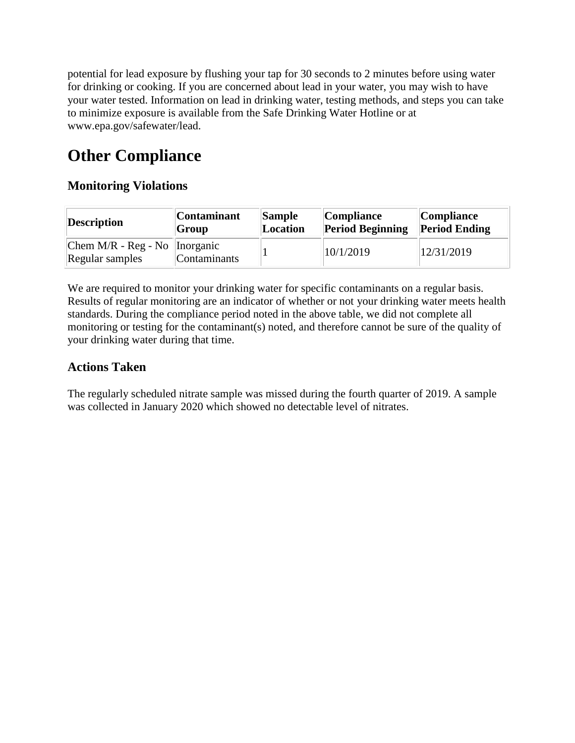potential for lead exposure by flushing your tap for 30 seconds to 2 minutes before using water for drinking or cooking. If you are concerned about lead in your water, you may wish to have your water tested. Information on lead in drinking water, testing methods, and steps you can take to minimize exposure is available from the Safe Drinking Water Hotline or at www.epa.gov/safewater/lead.

# Other Compliance

## Monitoring Violations

| Description | Contaminant Group | Sample Location | Compliance Period Beginning | Compliance Period Ending |
|---|---|---|---|---|
| Chem M/R - Reg - No Regular samples | Inorganic Contaminants | 1 | 10/1/2019 | 12/31/2019 |

We are required to monitor your drinking water for specific contaminants on a regular basis. Results of regular monitoring are an indicator of whether or not your drinking water meets health standards. During the compliance period noted in the above table, we did not complete all monitoring or testing for the contaminant(s) noted, and therefore cannot be sure of the quality of your drinking water during that time.

## Actions Taken

The regularly scheduled nitrate sample was missed during the fourth quarter of 2019. A sample was collected in January 2020 which showed no detectable level of nitrates.